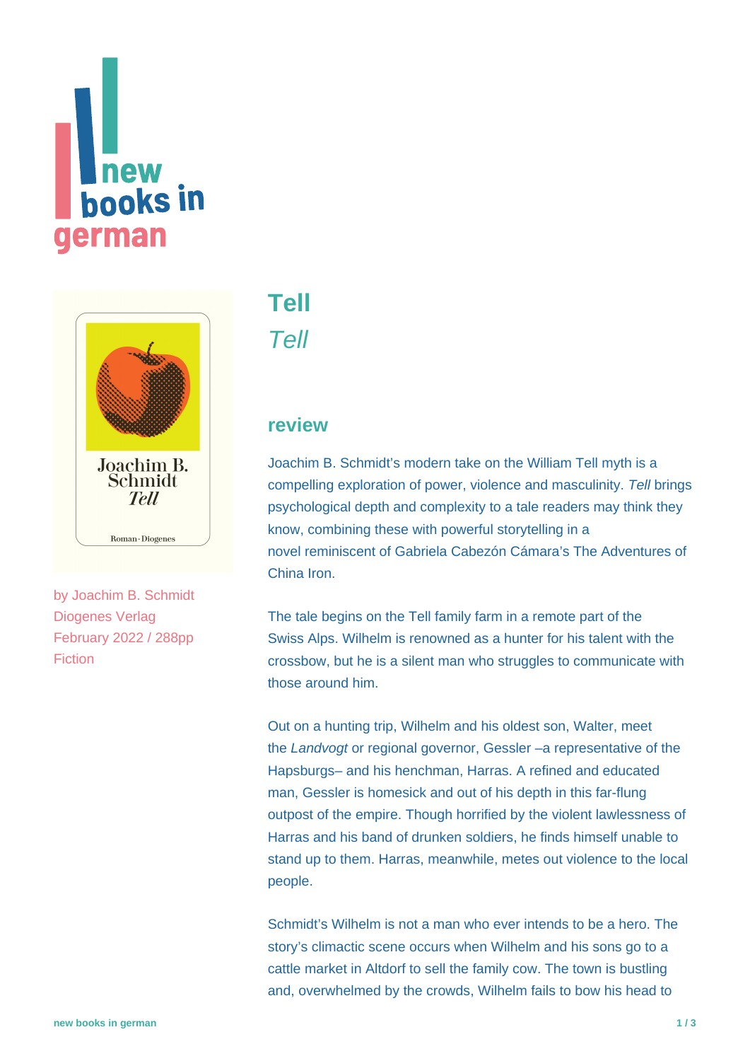# Tell

*Tell*

by Joachim B. Schmidt
Diogenes Verlag
February 2022 / 288pp
Fiction

## review

Joachim B. Schmidt's modern take on the William Tell myth is a compelling exploration of power, violence and masculinity. *Tell* brings psychological depth and complexity to a tale readers may think they know, combining these with powerful storytelling in a novel reminiscent of Gabriela Cabezón Cámara's The Adventures of China Iron.

The tale begins on the Tell family farm in a remote part of the Swiss Alps. Wilhelm is renowned as a hunter for his talent with the crossbow, but he is a silent man who struggles to communicate with those around him.

Out on a hunting trip, Wilhelm and his oldest son, Walter, meet the *Landvogt* or regional governor, Gessler –a representative of the Hapsburgs– and his henchman, Harras. A refined and educated man, Gessler is homesick and out of his depth in this far-flung outpost of the empire. Though horrified by the violent lawlessness of Harras and his band of drunken soldiers, he finds himself unable to stand up to them. Harras, meanwhile, metes out violence to the local people.

Schmidt's Wilhelm is not a man who ever intends to be a hero. The story's climactic scene occurs when Wilhelm and his sons go to a cattle market in Altdorf to sell the family cow. The town is bustling and, overwhelmed by the crowds, Wilhelm fails to bow his head to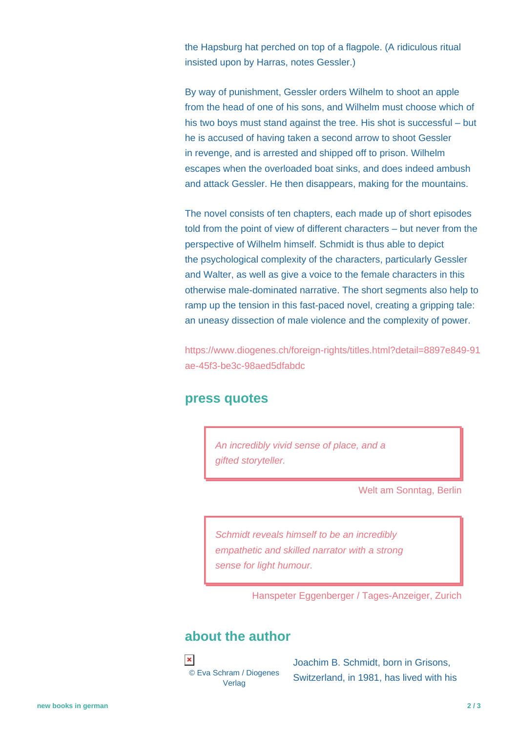the Hapsburg hat perched on top of a flagpole. (A ridiculous ritual insisted upon by Harras, notes Gessler.)

By way of punishment, Gessler orders Wilhelm to shoot an apple from the head of one of his sons, and Wilhelm must choose which of his two boys must stand against the tree. His shot is successful – but he is accused of having taken a second arrow to shoot Gessler in revenge, and is arrested and shipped off to prison. Wilhelm escapes when the overloaded boat sinks, and does indeed ambush and attack Gessler. He then disappears, making for the mountains.

The novel consists of ten chapters, each made up of short episodes told from the point of view of different characters – but never from the perspective of Wilhelm himself. Schmidt is thus able to depict the psychological complexity of the characters, particularly Gessler and Walter, as well as give a voice to the female characters in this otherwise male-dominated narrative. The short segments also help to ramp up the tension in this fast-paced novel, creating a gripping tale: an uneasy dissection of male violence and the complexity of power.

https://www.diogenes.ch/foreign-rights/titles.html?detail=8897e849-91ae-45f3-be3c-98aed5dfabdc

## press quotes

> *An incredibly vivid sense of place, and a gifted storyteller.*

Welt am Sonntag, Berlin

> *Schmidt reveals himself to be an incredibly empathetic and skilled narrator with a strong sense for light humour.*

Hanspeter Eggenberger / Tages-Anzeiger, Zurich

## about the author

© Eva Schram / Diogenes Verlag

Joachim B. Schmidt, born in Grisons, Switzerland, in 1981, has lived with his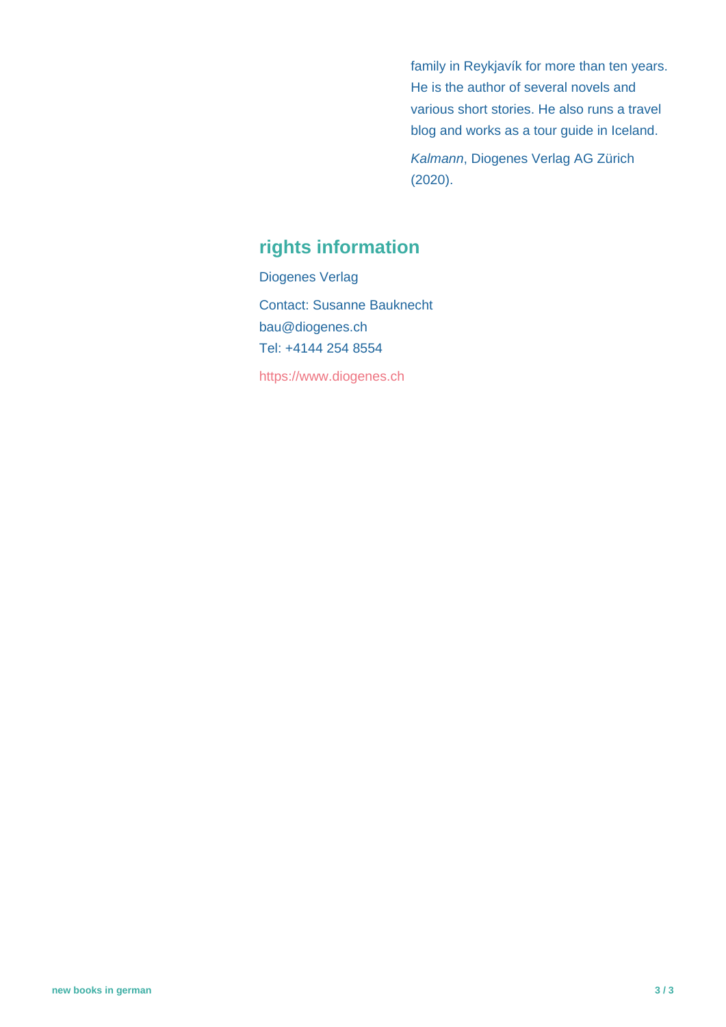family in Reykjavík for more than ten years. He is the author of several novels and various short stories. He also runs a travel blog and works as a tour guide in Iceland.

*Kalmann*, Diogenes Verlag AG Zürich (2020).

## rights information

Diogenes Verlag

Contact: Susanne Bauknecht
bau@diogenes.ch
Tel: +4144 254 8554

https://www.diogenes.ch